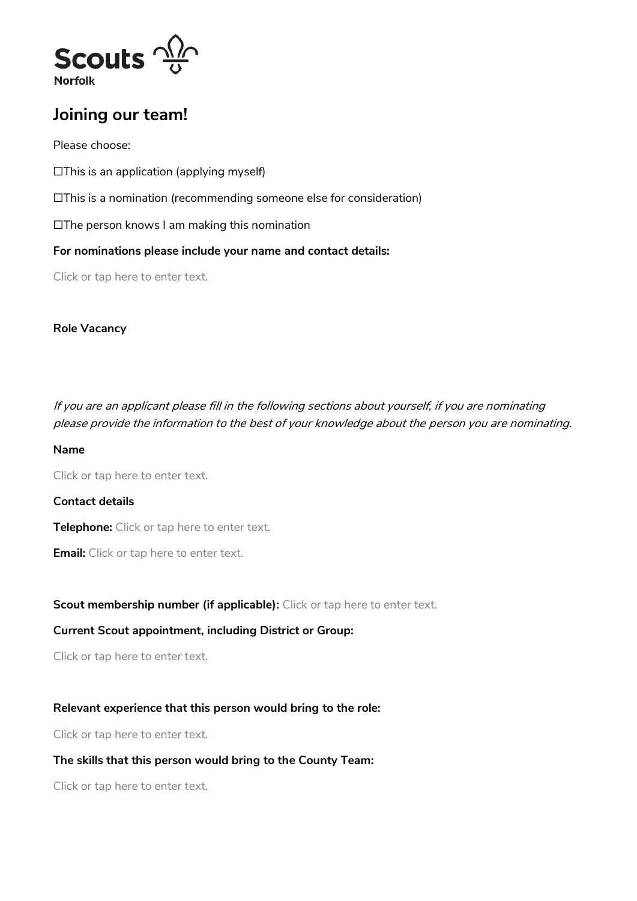Scouts

Norfolk

# Joining our team!

Please choose:

☐This is an application (applying myself)

☐This is a nomination (recommending someone else for consideration)

☐The person knows I am making this nomination

**For nominations please include your name and contact details:**

Click or tap here to enter text.

**Role Vacancy**

*If you are an applicant please fill in the following sections about yourself, if you are nominating please provide the information to the best of your knowledge about the person you are nominating.*

**Name**

Click or tap here to enter text.

**Contact details**

**Telephone:** Click or tap here to enter text.

**Email:** Click or tap here to enter text.

**Scout membership number (if applicable):** Click or tap here to enter text.

**Current Scout appointment, including District or Group:**

Click or tap here to enter text.

**Relevant experience that this person would bring to the role:**

Click or tap here to enter text.

**The skills that this person would bring to the County Team:**

Click or tap here to enter text.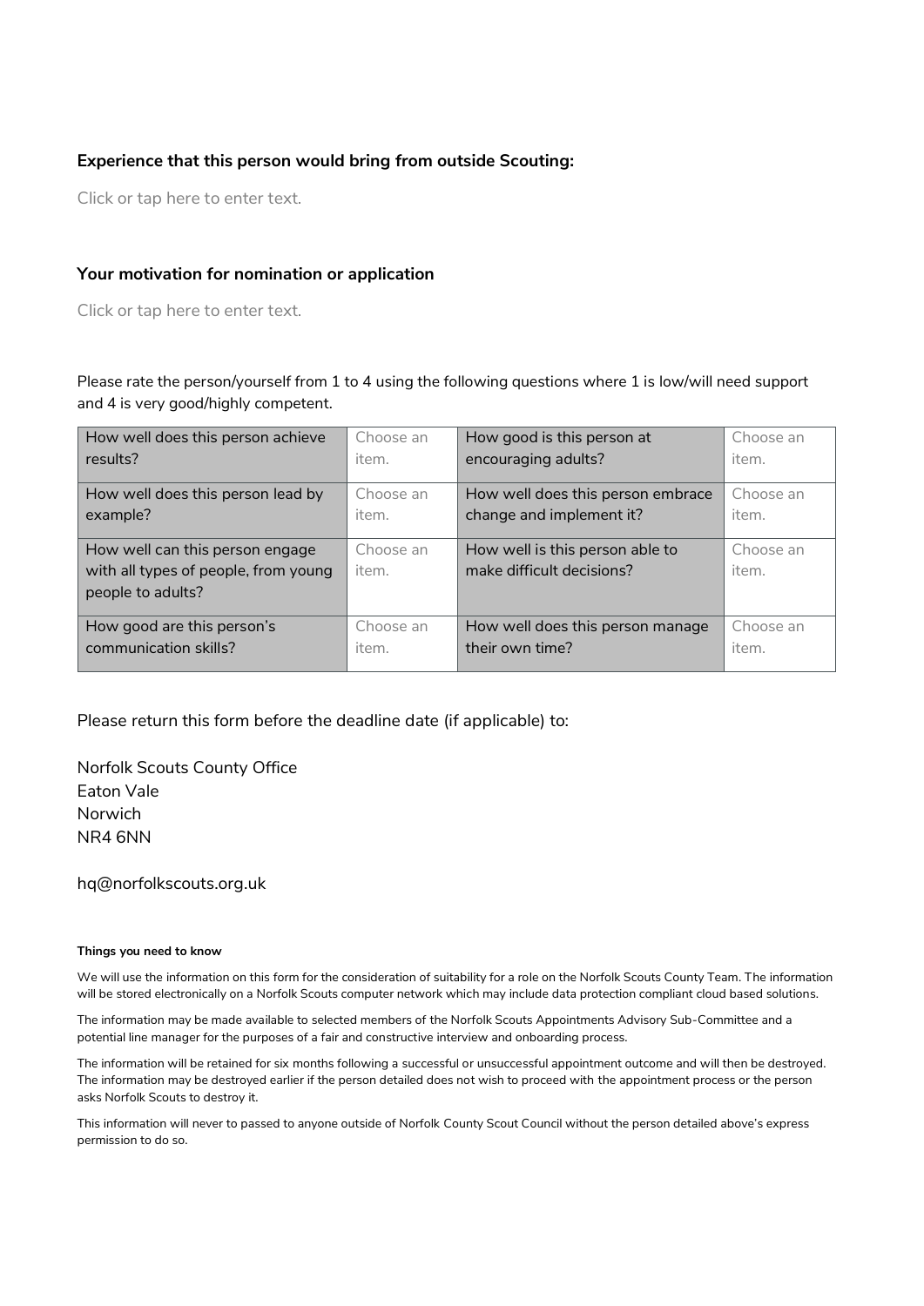**Experience that this person would bring from outside Scouting:**

Click or tap here to enter text.

**Your motivation for nomination or application**

Click or tap here to enter text.

Please rate the person/yourself from 1 to 4 using the following questions where 1 is low/will need support and 4 is very good/highly competent.

| How well does this person achieve results? | Choose an item. | How good is this person at encouraging adults? | Choose an item. |
|---|---|---|---|
| How well does this person lead by example? | Choose an item. | How well does this person embrace change and implement it? | Choose an item. |
| How well can this person engage with all types of people, from young people to adults? | Choose an item. | How well is this person able to make difficult decisions? | Choose an item. |
| How good are this person's communication skills? | Choose an item. | How well does this person manage their own time? | Choose an item. |

Please return this form before the deadline date (if applicable) to:

Norfolk Scouts County Office
Eaton Vale
Norwich
NR4 6NN

hq@norfolkscouts.org.uk

**Things you need to know**

We will use the information on this form for the consideration of suitability for a role on the Norfolk Scouts County Team. The information will be stored electronically on a Norfolk Scouts computer network which may include data protection compliant cloud based solutions.

The information may be made available to selected members of the Norfolk Scouts Appointments Advisory Sub-Committee and a potential line manager for the purposes of a fair and constructive interview and onboarding process.

The information will be retained for six months following a successful or unsuccessful appointment outcome and will then be destroyed. The information may be destroyed earlier if the person detailed does not wish to proceed with the appointment process or the person asks Norfolk Scouts to destroy it.

This information will never to passed to anyone outside of Norfolk County Scout Council without the person detailed above's express permission to do so.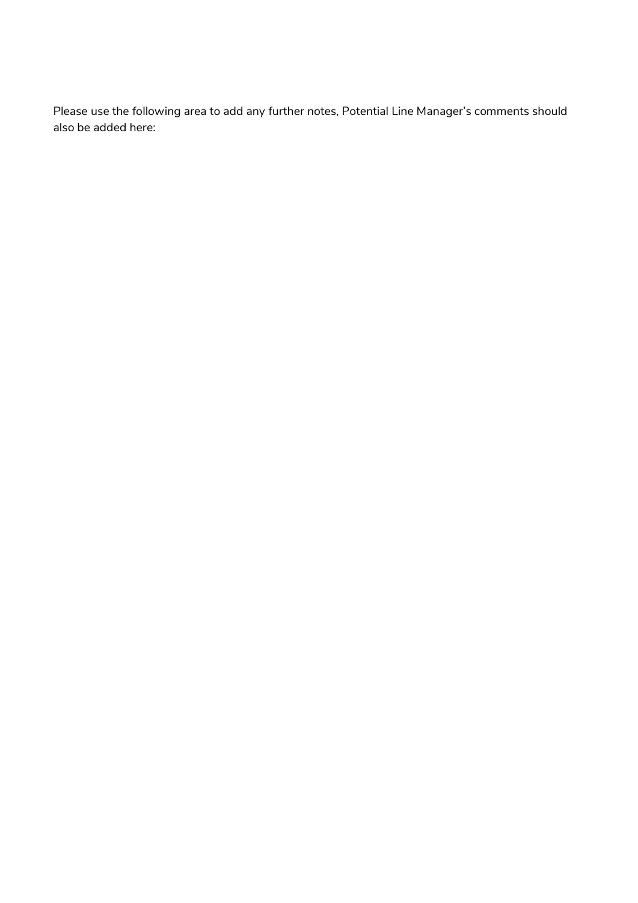Please use the following area to add any further notes, Potential Line Manager's comments should also be added here: